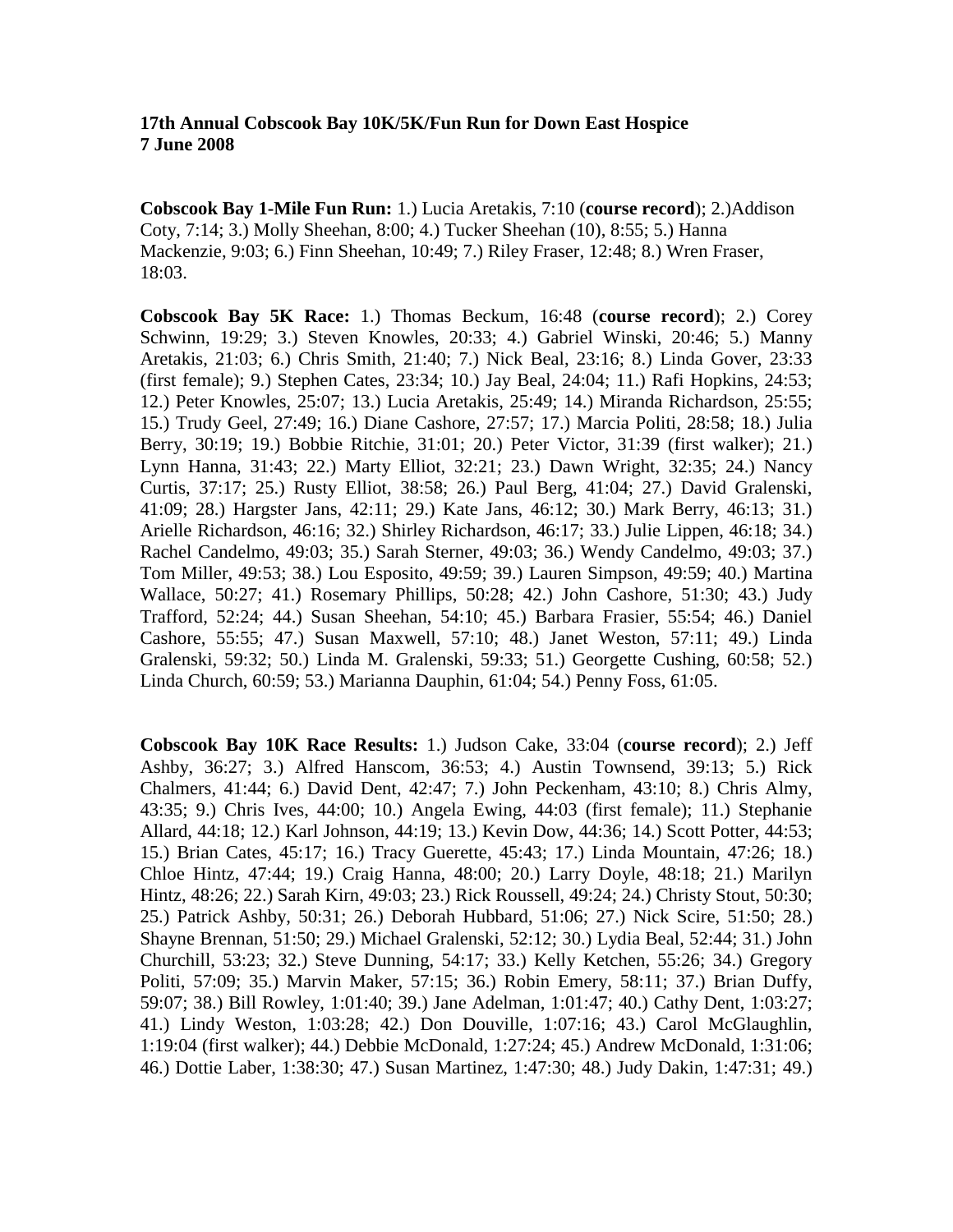**17th Annual Cobscook Bay 10K/5K/Fun Run for Down East Hospice**
**7 June 2008**

**Cobscook Bay 1-Mile Fun Run:** 1.) Lucia Aretakis, 7:10 (**course record**); 2.)Addison Coty, 7:14; 3.) Molly Sheehan, 8:00; 4.) Tucker Sheehan (10), 8:55; 5.) Hanna Mackenzie, 9:03; 6.) Finn Sheehan, 10:49; 7.) Riley Fraser, 12:48; 8.) Wren Fraser, 18:03.

**Cobscook Bay 5K Race:** 1.) Thomas Beckum, 16:48 (**course record**); 2.) Corey Schwinn, 19:29; 3.) Steven Knowles, 20:33; 4.) Gabriel Winski, 20:46; 5.) Manny Aretakis, 21:03; 6.) Chris Smith, 21:40; 7.) Nick Beal, 23:16; 8.) Linda Gover, 23:33 (first female); 9.) Stephen Cates, 23:34; 10.) Jay Beal, 24:04; 11.) Rafi Hopkins, 24:53; 12.) Peter Knowles, 25:07; 13.) Lucia Aretakis, 25:49; 14.) Miranda Richardson, 25:55; 15.) Trudy Geel, 27:49; 16.) Diane Cashore, 27:57; 17.) Marcia Politi, 28:58; 18.) Julia Berry, 30:19; 19.) Bobbie Ritchie, 31:01; 20.) Peter Victor, 31:39 (first walker); 21.) Lynn Hanna, 31:43; 22.) Marty Elliot, 32:21; 23.) Dawn Wright, 32:35; 24.) Nancy Curtis, 37:17; 25.) Rusty Elliot, 38:58; 26.) Paul Berg, 41:04; 27.) David Gralenski, 41:09; 28.) Hargster Jans, 42:11; 29.) Kate Jans, 46:12; 30.) Mark Berry, 46:13; 31.) Arielle Richardson, 46:16; 32.) Shirley Richardson, 46:17; 33.) Julie Lippen, 46:18; 34.) Rachel Candelmo, 49:03; 35.) Sarah Sterner, 49:03; 36.) Wendy Candelmo, 49:03; 37.) Tom Miller, 49:53; 38.) Lou Esposito, 49:59; 39.) Lauren Simpson, 49:59; 40.) Martina Wallace, 50:27; 41.) Rosemary Phillips, 50:28; 42.) John Cashore, 51:30; 43.) Judy Trafford, 52:24; 44.) Susan Sheehan, 54:10; 45.) Barbara Frasier, 55:54; 46.) Daniel Cashore, 55:55; 47.) Susan Maxwell, 57:10; 48.) Janet Weston, 57:11; 49.) Linda Gralenski, 59:32; 50.) Linda M. Gralenski, 59:33; 51.) Georgette Cushing, 60:58; 52.) Linda Church, 60:59; 53.) Marianna Dauphin, 61:04; 54.) Penny Foss, 61:05.

**Cobscook Bay 10K Race Results:** 1.) Judson Cake, 33:04 (**course record**); 2.) Jeff Ashby, 36:27; 3.) Alfred Hanscom, 36:53; 4.) Austin Townsend, 39:13; 5.) Rick Chalmers, 41:44; 6.) David Dent, 42:47; 7.) John Peckenham, 43:10; 8.) Chris Almy, 43:35; 9.) Chris Ives, 44:00; 10.) Angela Ewing, 44:03 (first female); 11.) Stephanie Allard, 44:18; 12.) Karl Johnson, 44:19; 13.) Kevin Dow, 44:36; 14.) Scott Potter, 44:53; 15.) Brian Cates, 45:17; 16.) Tracy Guerette, 45:43; 17.) Linda Mountain, 47:26; 18.) Chloe Hintz, 47:44; 19.) Craig Hanna, 48:00; 20.) Larry Doyle, 48:18; 21.) Marilyn Hintz, 48:26; 22.) Sarah Kirn, 49:03; 23.) Rick Roussell, 49:24; 24.) Christy Stout, 50:30; 25.) Patrick Ashby, 50:31; 26.) Deborah Hubbard, 51:06; 27.) Nick Scire, 51:50; 28.) Shayne Brennan, 51:50; 29.) Michael Gralenski, 52:12; 30.) Lydia Beal, 52:44; 31.) John Churchill, 53:23; 32.) Steve Dunning, 54:17; 33.) Kelly Ketchen, 55:26; 34.) Gregory Politi, 57:09; 35.) Marvin Maker, 57:15; 36.) Robin Emery, 58:11; 37.) Brian Duffy, 59:07; 38.) Bill Rowley, 1:01:40; 39.) Jane Adelman, 1:01:47; 40.) Cathy Dent, 1:03:27; 41.) Lindy Weston, 1:03:28; 42.) Don Douville, 1:07:16; 43.) Carol McGlaughlin, 1:19:04 (first walker); 44.) Debbie McDonald, 1:27:24; 45.) Andrew McDonald, 1:31:06; 46.) Dottie Laber, 1:38:30; 47.) Susan Martinez, 1:47:30; 48.) Judy Dakin, 1:47:31; 49.)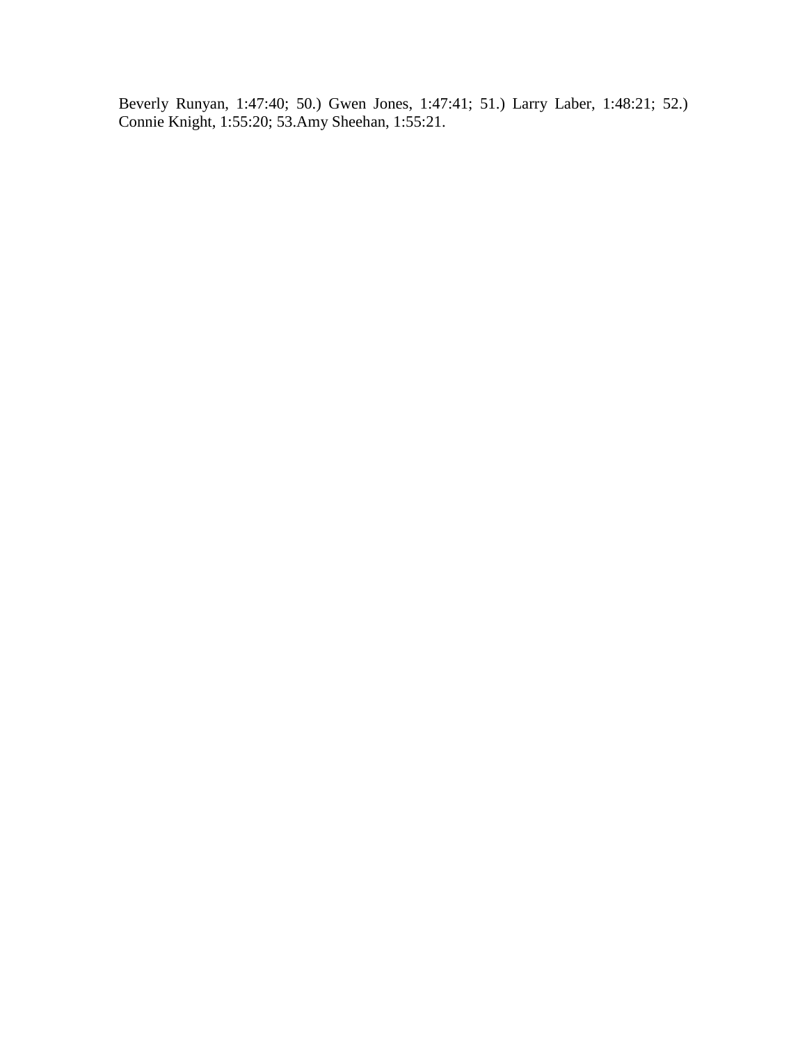Beverly Runyan, 1:47:40; 50.) Gwen Jones, 1:47:41; 51.) Larry Laber, 1:48:21; 52.) Connie Knight, 1:55:20; 53.Amy Sheehan, 1:55:21.